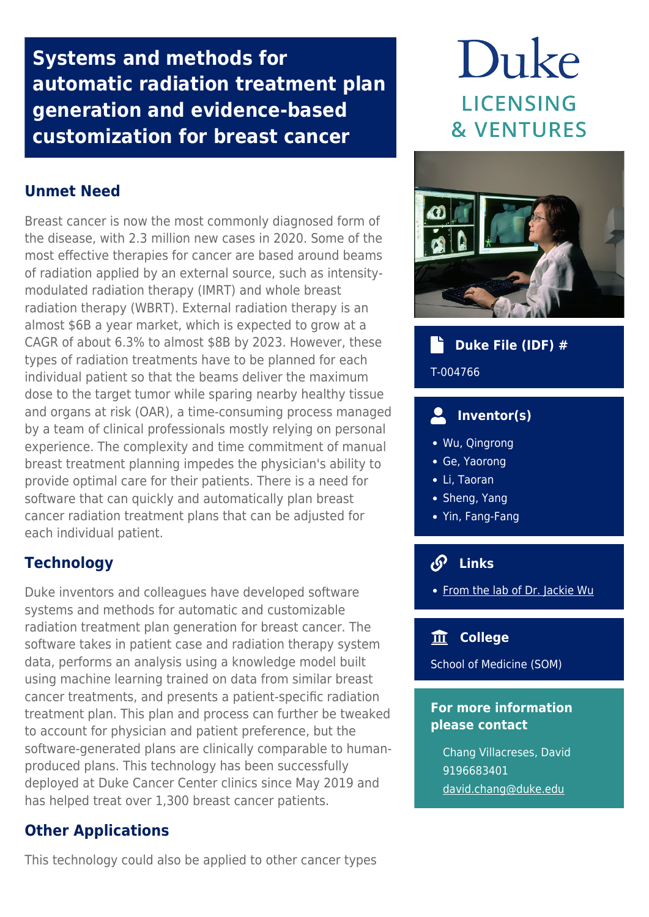# Systems and methods for automatic radiation treatment plan generation and evidence-based customization for breast cancer

Duke LICENSING & VENTURES

## Unmet Need

Breast cancer is now the most commonly diagnosed form of the disease, with 2.3 million new cases in 2020. Some of the most effective therapies for cancer are based around beams of radiation applied by an external source, such as intensity-modulated radiation therapy (IMRT) and whole breast radiation therapy (WBRT). External radiation therapy is an almost $6B a year market, which is expected to grow at a CAGR of about 6.3% to almost $8B by 2023. However, these types of radiation treatments have to be planned for each individual patient so that the beams deliver the maximum dose to the target tumor while sparing nearby healthy tissue and organs at risk (OAR), a time-consuming process managed by a team of clinical professionals mostly relying on personal experience. The complexity and time commitment of manual breast treatment planning impedes the physician's ability to provide optimal care for their patients. There is a need for software that can quickly and automatically plan breast cancer radiation treatment plans that can be adjusted for each individual patient.

## Technology

Duke inventors and colleagues have developed software systems and methods for automatic and customizable radiation treatment plan generation for breast cancer. The software takes in patient case and radiation therapy system data, performs an analysis using a knowledge model built using machine learning trained on data from similar breast cancer treatments, and presents a patient-specific radiation treatment plan. This plan and process can further be tweaked to account for physician and patient preference, but the software-generated plans are clinically comparable to human-produced plans. This technology has been successfully deployed at Duke Cancer Center clinics since May 2019 and has helped treat over 1,300 breast cancer patients.

## Other Applications

This technology could also be applied to other cancer types

### Duke File (IDF) #

T-004766

### Inventor(s)

- Wu, Qingrong
- Ge, Yaorong
- Li, Taoran
- Sheng, Yang
- Yin, Fang-Fang

### Links

- From the lab of Dr. Jackie Wu

### College

School of Medicine (SOM)

### For more information please contact

Chang Villacreses, David
9196683401
david.chang@duke.edu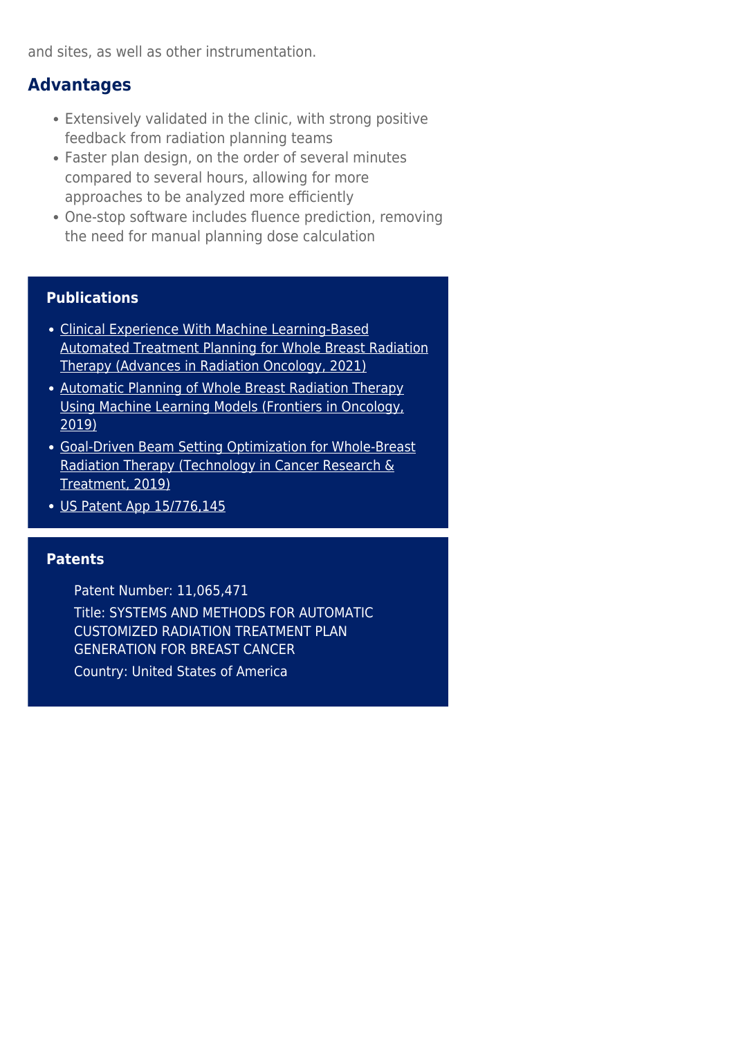and sites, as well as other instrumentation.

## Advantages

- Extensively validated in the clinic, with strong positive feedback from radiation planning teams
- Faster plan design, on the order of several minutes compared to several hours, allowing for more approaches to be analyzed more efficiently
- One-stop software includes fluence prediction, removing the need for manual planning dose calculation

### Publications

- Clinical Experience With Machine Learning-Based Automated Treatment Planning for Whole Breast Radiation Therapy (Advances in Radiation Oncology, 2021)
- Automatic Planning of Whole Breast Radiation Therapy Using Machine Learning Models (Frontiers in Oncology, 2019)
- Goal-Driven Beam Setting Optimization for Whole-Breast Radiation Therapy (Technology in Cancer Research & Treatment, 2019)
- US Patent App 15/776,145

### Patents

Patent Number: 11,065,471

Title: SYSTEMS AND METHODS FOR AUTOMATIC CUSTOMIZED RADIATION TREATMENT PLAN GENERATION FOR BREAST CANCER

Country: United States of America